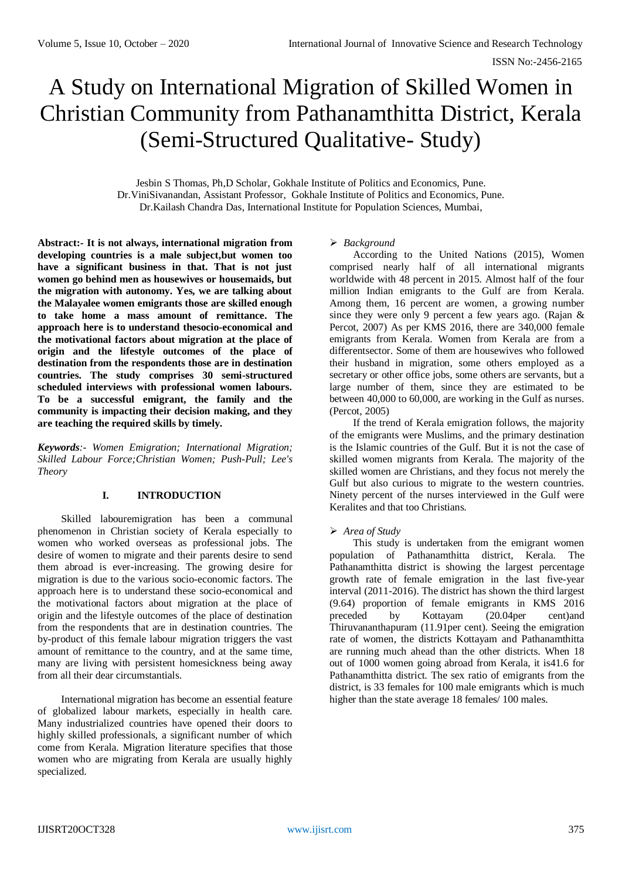# A Study on International Migration of Skilled Women in Christian Community from Pathanamthitta District, Kerala (Semi-Structured Qualitative- Study)

Jesbin S Thomas, Ph,D Scholar, Gokhale Institute of Politics and Economics, Pune.
Dr.ViniSivanandan, Assistant Professor, Gokhale Institute of Politics and Economics, Pune.
Dr.Kailash Chandra Das, International Institute for Population Sciences, Mumbai,

**Abstract:- It is not always, international migration from developing countries is a male subject,but women too have a significant business in that. That is not just women go behind men as housewives or housemaids, but the migration with autonomy. Yes, we are talking about the Malayalee women emigrants those are skilled enough to take home a mass amount of remittance. The approach here is to understand thesocio-economical and the motivational factors about migration at the place of origin and the lifestyle outcomes of the place of destination from the respondents those are in destination countries. The study comprises 30 semi-structured scheduled interviews with professional women labours. To be a successful emigrant, the family and the community is impacting their decision making, and they are teaching the required skills by timely.**

***Keywords**:- Women Emigration; International Migration; Skilled Labour Force;Christian Women; Push-Pull; Lee's Theory*

## I. INTRODUCTION

Skilled labouremigration has been a communal phenomenon in Christian society of Kerala especially to women who worked overseas as professional jobs. The desire of women to migrate and their parents desire to send them abroad is ever-increasing. The growing desire for migration is due to the various socio-economic factors. The approach here is to understand these socio-economical and the motivational factors about migration at the place of origin and the lifestyle outcomes of the place of destination from the respondents that are in destination countries. The by-product of this female labour migration triggers the vast amount of remittance to the country, and at the same time, many are living with persistent homesickness being away from all their dear circumstantials.

International migration has become an essential feature of globalized labour markets, especially in health care. Many industrialized countries have opened their doors to highly skilled professionals, a significant number of which come from Kerala. Migration literature specifies that those women who are migrating from Kerala are usually highly specialized.

### *Background*

According to the United Nations (2015), Women comprised nearly half of all international migrants worldwide with 48 percent in 2015. Almost half of the four million Indian emigrants to the Gulf are from Kerala. Among them, 16 percent are women, a growing number since they were only 9 percent a few years ago. (Rajan & Percot, 2007) As per KMS 2016, there are 340,000 female emigrants from Kerala. Women from Kerala are from a differentsector. Some of them are housewives who followed their husband in migration, some others employed as a secretary or other office jobs, some others are servants, but a large number of them, since they are estimated to be between 40,000 to 60,000, are working in the Gulf as nurses. (Percot, 2005)

If the trend of Kerala emigration follows, the majority of the emigrants were Muslims, and the primary destination is the Islamic countries of the Gulf. But it is not the case of skilled women migrants from Kerala. The majority of the skilled women are Christians, and they focus not merely the Gulf but also curious to migrate to the western countries. Ninety percent of the nurses interviewed in the Gulf were Keralites and that too Christians.

### *Area of Study*

This study is undertaken from the emigrant women population of Pathanamthitta district, Kerala. The Pathanamthitta district is showing the largest percentage growth rate of female emigration in the last five-year interval (2011-2016). The district has shown the third largest (9.64) proportion of female emigrants in KMS 2016 preceded by Kottayam (20.04per cent)and Thiruvananthapuram (11.91per cent). Seeing the emigration rate of women, the districts Kottayam and Pathanamthitta are running much ahead than the other districts. When 18 out of 1000 women going abroad from Kerala, it is41.6 for Pathanamthitta district. The sex ratio of emigrants from the district, is 33 females for 100 male emigrants which is much higher than the state average 18 females/ 100 males.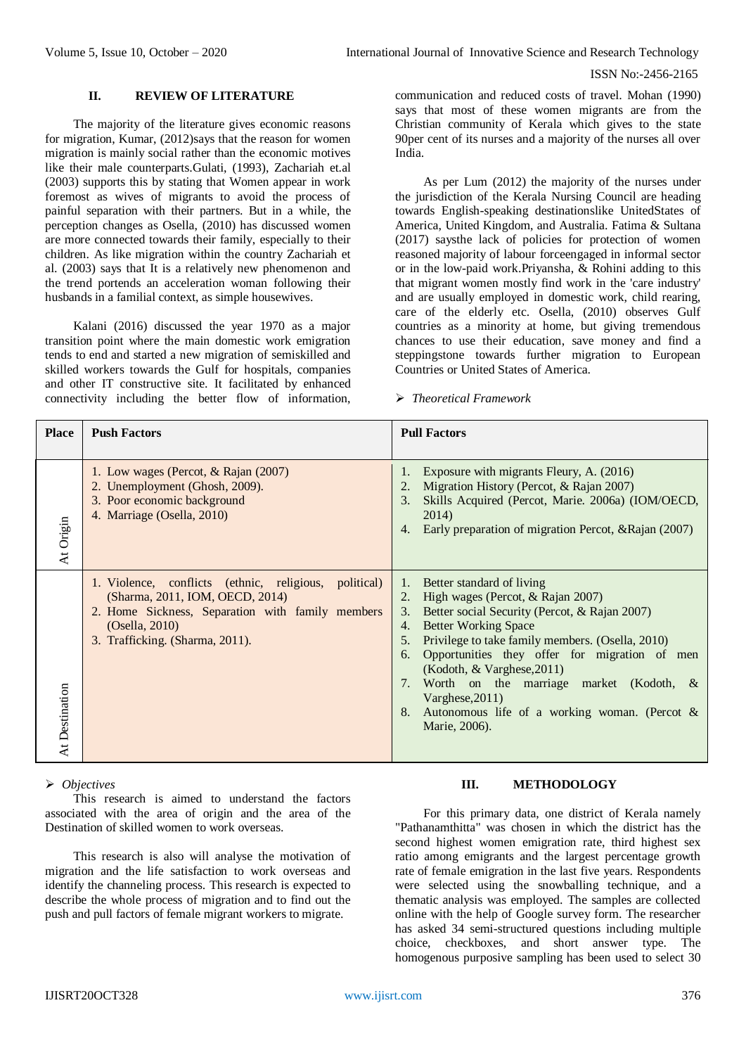## II. REVIEW OF LITERATURE

The majority of the literature gives economic reasons for migration, Kumar, (2012)says that the reason for women migration is mainly social rather than the economic motives like their male counterparts.Gulati, (1993), Zachariah et.al (2003) supports this by stating that Women appear in work foremost as wives of migrants to avoid the process of painful separation with their partners. But in a while, the perception changes as Osella, (2010) has discussed women are more connected towards their family, especially to their children. As like migration within the country Zachariah et al. (2003) says that It is a relatively new phenomenon and the trend portends an acceleration woman following their husbands in a familial context, as simple housewives.

Kalani (2016) discussed the year 1970 as a major transition point where the main domestic work emigration tends to end and started a new migration of semiskilled and skilled workers towards the Gulf for hospitals, companies and other IT constructive site. It facilitated by enhanced connectivity including the better flow of information, communication and reduced costs of travel. Mohan (1990) says that most of these women migrants are from the Christian community of Kerala which gives to the state 90per cent of its nurses and a majority of the nurses all over India.

As per Lum (2012) the majority of the nurses under the jurisdiction of the Kerala Nursing Council are heading towards English-speaking destinationslike UnitedStates of America, United Kingdom, and Australia. Fatima & Sultana (2017) saysthe lack of policies for protection of women reasoned majority of labour forceengaged in informal sector or in the low-paid work.Priyansha, & Rohini adding to this that migrant women mostly find work in the 'care industry' and are usually employed in domestic work, child rearing, care of the elderly etc. Osella, (2010) observes Gulf countries as a minority at home, but giving tremendous chances to use their education, save money and find a steppingstone towards further migration to European Countries or United States of America.

➢ *Theoretical Framework*

| Place | Push Factors | Pull Factors |
|---|---|---|
| At Origin | 1. Low wages (Percot, & Rajan (2007)<br>2. Unemployment (Ghosh, 2009).<br>3. Poor economic background<br>4. Marriage (Osella, 2010) | 1. Exposure with migrants Fleury, A. (2016)<br>2. Migration History (Percot, & Rajan 2007)<br>3. Skills Acquired (Percot, Marie. 2006a) (IOM/OECD, 2014)<br>4. Early preparation of migration Percot, &Rajan (2007) |
| At Destination | 1. Violence, conflicts (ethnic, religious, political) (Sharma, 2011, IOM, OECD, 2014)<br>2. Home Sickness, Separation with family members (Osella, 2010)<br>3. Trafficking. (Sharma, 2011). | 1. Better standard of living<br>2. High wages (Percot, & Rajan 2007)<br>3. Better social Security (Percot, & Rajan 2007)<br>4. Better Working Space<br>5. Privilege to take family members. (Osella, 2010)<br>6. Opportunities they offer for migration of men (Kodoth, & Varghese,2011)<br>7. Worth on the marriage market (Kodoth, & Varghese,2011)<br>8. Autonomous life of a working woman. (Percot & Marie, 2006). |

➢ *Objectives*

This research is aimed to understand the factors associated with the area of origin and the area of the Destination of skilled women to work overseas.

This research is also will analyse the motivation of migration and the life satisfaction to work overseas and identify the channeling process. This research is expected to describe the whole process of migration and to find out the push and pull factors of female migrant workers to migrate.

## III. METHODOLOGY

For this primary data, one district of Kerala namely "Pathanamthitta" was chosen in which the district has the second highest women emigration rate, third highest sex ratio among emigrants and the largest percentage growth rate of female emigration in the last five years. Respondents were selected using the snowballing technique, and a thematic analysis was employed. The samples are collected online with the help of Google survey form. The researcher has asked 34 semi-structured questions including multiple choice, checkboxes, and short answer type. The homogenous purposive sampling has been used to select 30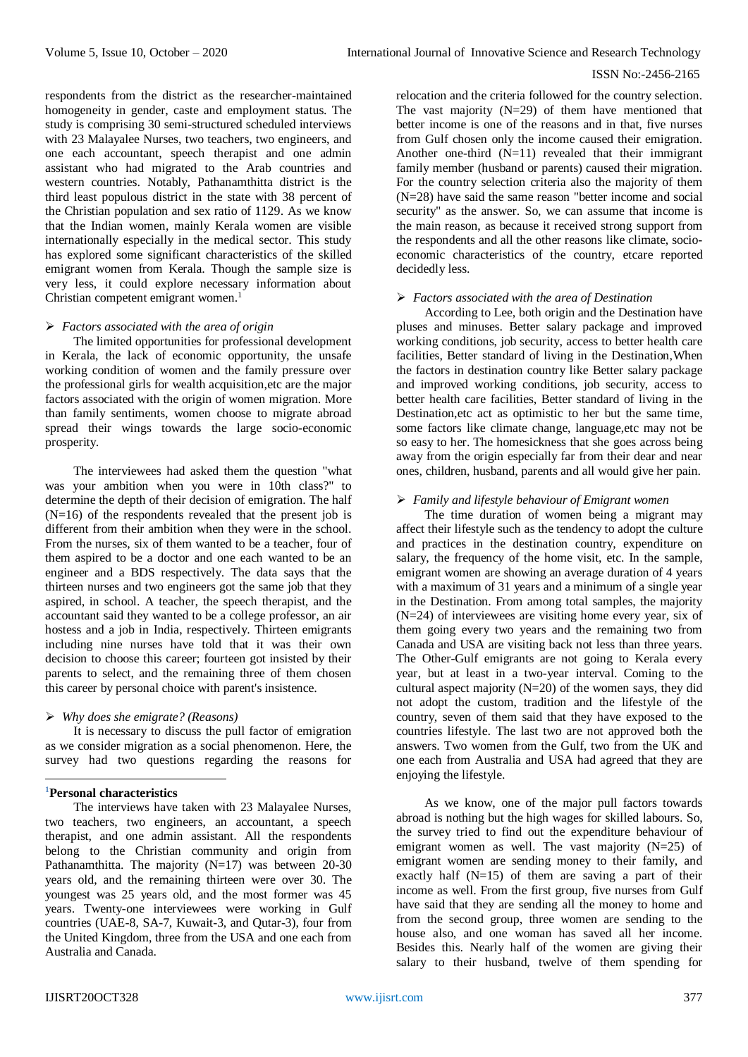respondents from the district as the researcher-maintained homogeneity in gender, caste and employment status. The study is comprising 30 semi-structured scheduled interviews with 23 Malayalee Nurses, two teachers, two engineers, and one each accountant, speech therapist and one admin assistant who had migrated to the Arab countries and western countries. Notably, Pathanamthitta district is the third least populous district in the state with 38 percent of the Christian population and sex ratio of 1129. As we know that the Indian women, mainly Kerala women are visible internationally especially in the medical sector. This study has explored some significant characteristics of the skilled emigrant women from Kerala. Though the sample size is very less, it could explore necessary information about Christian competent emigrant women.[1]

➢ *Factors associated with the area of origin*

The limited opportunities for professional development in Kerala, the lack of economic opportunity, the unsafe working condition of women and the family pressure over the professional girls for wealth acquisition,etc are the major factors associated with the origin of women migration. More than family sentiments, women choose to migrate abroad spread their wings towards the large socio-economic prosperity.

The interviewees had asked them the question "what was your ambition when you were in 10th class?" to determine the depth of their decision of emigration. The half (N=16) of the respondents revealed that the present job is different from their ambition when they were in the school. From the nurses, six of them wanted to be a teacher, four of them aspired to be a doctor and one each wanted to be an engineer and a BDS respectively. The data says that the thirteen nurses and two engineers got the same job that they aspired, in school. A teacher, the speech therapist, and the accountant said they wanted to be a college professor, an air hostess and a job in India, respectively. Thirteen emigrants including nine nurses have told that it was their own decision to choose this career; fourteen got insisted by their parents to select, and the remaining three of them chosen this career by personal choice with parent's insistence.

➢ *Why does she emigrate? (Reasons)*

It is necessary to discuss the pull factor of emigration as we consider migration as a social phenomenon. Here, the survey had two questions regarding the reasons for relocation and the criteria followed for the country selection. The vast majority (N=29) of them have mentioned that better income is one of the reasons and in that, five nurses from Gulf chosen only the income caused their emigration. Another one-third (N=11) revealed that their immigrant family member (husband or parents) caused their migration. For the country selection criteria also the majority of them (N=28) have said the same reason "better income and social security" as the answer. So, we can assume that income is the main reason, as because it received strong support from the respondents and all the other reasons like climate, socio-economic characteristics of the country, etcare reported decidedly less.

➢ *Factors associated with the area of Destination*

According to Lee, both origin and the Destination have pluses and minuses. Better salary package and improved working conditions, job security, access to better health care facilities, Better standard of living in the Destination,When the factors in destination country like Better salary package and improved working conditions, job security, access to better health care facilities, Better standard of living in the Destination,etc act as optimistic to her but the same time, some factors like climate change, language,etc may not be so easy to her. The homesickness that she goes across being away from the origin especially far from their dear and near ones, children, husband, parents and all would give her pain.

➢ *Family and lifestyle behaviour of Emigrant women*

The time duration of women being a migrant may affect their lifestyle such as the tendency to adopt the culture and practices in the destination country, expenditure on salary, the frequency of the home visit, etc. In the sample, emigrant women are showing an average duration of 4 years with a maximum of 31 years and a minimum of a single year in the Destination. From among total samples, the majority (N=24) of interviewees are visiting home every year, six of them going every two years and the remaining two from Canada and USA are visiting back not less than three years. The Other-Gulf emigrants are not going to Kerala every year, but at least in a two-year interval. Coming to the cultural aspect majority (N=20) of the women says, they did not adopt the custom, tradition and the lifestyle of the country, seven of them said that they have exposed to the countries lifestyle. The last two are not approved both the answers. Two women from the Gulf, two from the UK and one each from Australia and USA had agreed that they are enjoying the lifestyle.

As we know, one of the major pull factors towards abroad is nothing but the high wages for skilled labours. So, the survey tried to find out the expenditure behaviour of emigrant women as well. The vast majority (N=25) of emigrant women are sending money to their family, and exactly half (N=15) of them are saving a part of their income as well. From the first group, five nurses from Gulf have said that they are sending all the money to home and from the second group, three women are sending to the house also, and one woman has saved all her income. Besides this. Nearly half of the women are giving their salary to their husband, twelve of them spending for

---

[1]**Personal characteristics**

The interviews have taken with 23 Malayalee Nurses, two teachers, two engineers, an accountant, a speech therapist, and one admin assistant. All the respondents belong to the Christian community and origin from Pathanamthitta. The majority (N=17) was between 20-30 years old, and the remaining thirteen were over 30. The youngest was 25 years old, and the most former was 45 years. Twenty-one interviewees were working in Gulf countries (UAE-8, SA-7, Kuwait-3, and Qutar-3), four from the United Kingdom, three from the USA and one each from Australia and Canada.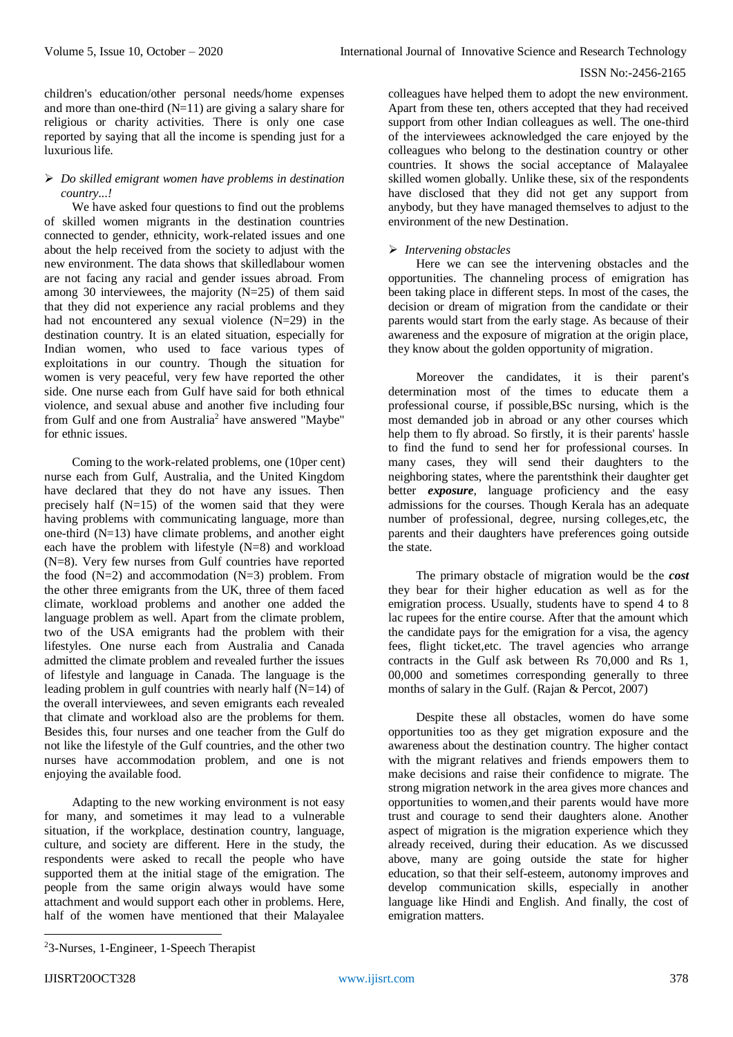children's education/other personal needs/home expenses and more than one-third (N=11) are giving a salary share for religious or charity activities. There is only one case reported by saying that all the income is spending just for a luxurious life.

➢ *Do skilled emigrant women have problems in destination country...!*

We have asked four questions to find out the problems of skilled women migrants in the destination countries connected to gender, ethnicity, work-related issues and one about the help received from the society to adjust with the new environment. The data shows that skilledlabour women are not facing any racial and gender issues abroad. From among 30 interviewees, the majority (N=25) of them said that they did not experience any racial problems and they had not encountered any sexual violence (N=29) in the destination country. It is an elated situation, especially for Indian women, who used to face various types of exploitations in our country. Though the situation for women is very peaceful, very few have reported the other side. One nurse each from Gulf have said for both ethnical violence, and sexual abuse and another five including four from Gulf and one from Australia[2] have answered "Maybe" for ethnic issues.

Coming to the work-related problems, one (10per cent) nurse each from Gulf, Australia, and the United Kingdom have declared that they do not have any issues. Then precisely half (N=15) of the women said that they were having problems with communicating language, more than one-third (N=13) have climate problems, and another eight each have the problem with lifestyle (N=8) and workload (N=8). Very few nurses from Gulf countries have reported the food (N=2) and accommodation (N=3) problem. From the other three emigrants from the UK, three of them faced climate, workload problems and another one added the language problem as well. Apart from the climate problem, two of the USA emigrants had the problem with their lifestyles. One nurse each from Australia and Canada admitted the climate problem and revealed further the issues of lifestyle and language in Canada. The language is the leading problem in gulf countries with nearly half (N=14) of the overall interviewees, and seven emigrants each revealed that climate and workload also are the problems for them. Besides this, four nurses and one teacher from the Gulf do not like the lifestyle of the Gulf countries, and the other two nurses have accommodation problem, and one is not enjoying the available food.

Adapting to the new working environment is not easy for many, and sometimes it may lead to a vulnerable situation, if the workplace, destination country, language, culture, and society are different. Here in the study, the respondents were asked to recall the people who have supported them at the initial stage of the emigration. The people from the same origin always would have some attachment and would support each other in problems. Here, half of the women have mentioned that their Malayalee colleagues have helped them to adopt the new environment. Apart from these ten, others accepted that they had received support from other Indian colleagues as well. The one-third of the interviewees acknowledged the care enjoyed by the colleagues who belong to the destination country or other countries. It shows the social acceptance of Malayalee skilled women globally. Unlike these, six of the respondents have disclosed that they did not get any support from anybody, but they have managed themselves to adjust to the environment of the new Destination.

➢ *Intervening obstacles*

Here we can see the intervening obstacles and the opportunities. The channeling process of emigration has been taking place in different steps. In most of the cases, the decision or dream of migration from the candidate or their parents would start from the early stage. As because of their awareness and the exposure of migration at the origin place, they know about the golden opportunity of migration.

Moreover the candidates, it is their parent's determination most of the times to educate them a professional course, if possible,BSc nursing, which is the most demanded job in abroad or any other courses which help them to fly abroad. So firstly, it is their parents' hassle to find the fund to send her for professional courses. In many cases, they will send their daughters to the neighboring states, where the parentsthink their daughter get better ***exposure***, language proficiency and the easy admissions for the courses. Though Kerala has an adequate number of professional, degree, nursing colleges,etc, the parents and their daughters have preferences going outside the state.

The primary obstacle of migration would be the ***cost*** they bear for their higher education as well as for the emigration process. Usually, students have to spend 4 to 8 lac rupees for the entire course. After that the amount which the candidate pays for the emigration for a visa, the agency fees, flight ticket,etc. The travel agencies who arrange contracts in the Gulf ask between Rs 70,000 and Rs 1, 00,000 and sometimes corresponding generally to three months of salary in the Gulf. (Rajan & Percot, 2007)

Despite these all obstacles, women do have some opportunities too as they get migration exposure and the awareness about the destination country. The higher contact with the migrant relatives and friends empowers them to make decisions and raise their confidence to migrate. The strong migration network in the area gives more chances and opportunities to women,and their parents would have more trust and courage to send their daughters alone. Another aspect of migration is the migration experience which they already received, during their education. As we discussed above, many are going outside the state for higher education, so that their self-esteem, autonomy improves and develop communication skills, especially in another language like Hindi and English. And finally, the cost of emigration matters.

---

[2] 3-Nurses, 1-Engineer, 1-Speech Therapist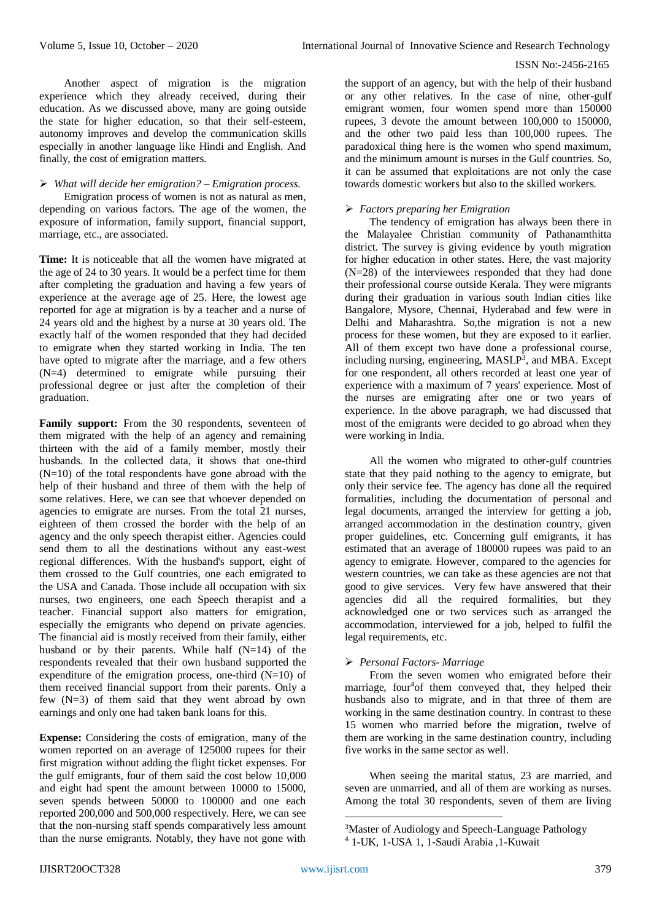Another aspect of migration is the migration experience which they already received, during their education. As we discussed above, many are going outside the state for higher education, so that their self-esteem, autonomy improves and develop the communication skills especially in another language like Hindi and English. And finally, the cost of emigration matters.

- *What will decide her emigration? – Emigration process.*

Emigration process of women is not as natural as men, depending on various factors. The age of the women, the exposure of information, family support, financial support, marriage, etc., are associated.

**Time:** It is noticeable that all the women have migrated at the age of 24 to 30 years. It would be a perfect time for them after completing the graduation and having a few years of experience at the average age of 25. Here, the lowest age reported for age at migration is by a teacher and a nurse of 24 years old and the highest by a nurse at 30 years old. The exactly half of the women responded that they had decided to emigrate when they started working in India. The ten have opted to migrate after the marriage, and a few others (N=4) determined to emigrate while pursuing their professional degree or just after the completion of their graduation.

**Family support:** From the 30 respondents, seventeen of them migrated with the help of an agency and remaining thirteen with the aid of a family member, mostly their husbands. In the collected data, it shows that one-third (N=10) of the total respondents have gone abroad with the help of their husband and three of them with the help of some relatives. Here, we can see that whoever depended on agencies to emigrate are nurses. From the total 21 nurses, eighteen of them crossed the border with the help of an agency and the only speech therapist either. Agencies could send them to all the destinations without any east-west regional differences. With the husband's support, eight of them crossed to the Gulf countries, one each emigrated to the USA and Canada. Those include all occupation with six nurses, two engineers, one each Speech therapist and a teacher. Financial support also matters for emigration, especially the emigrants who depend on private agencies. The financial aid is mostly received from their family, either husband or by their parents. While half (N=14) of the respondents revealed that their own husband supported the expenditure of the emigration process, one-third (N=10) of them received financial support from their parents. Only a few (N=3) of them said that they went abroad by own earnings and only one had taken bank loans for this.

**Expense:** Considering the costs of emigration, many of the women reported on an average of 125000 rupees for their first migration without adding the flight ticket expenses. For the gulf emigrants, four of them said the cost below 10,000 and eight had spent the amount between 10000 to 15000, seven spends between 50000 to 100000 and one each reported 200,000 and 500,000 respectively. Here, we can see that the non-nursing staff spends comparatively less amount than the nurse emigrants. Notably, they have not gone with the support of an agency, but with the help of their husband or any other relatives. In the case of nine, other-gulf emigrant women, four women spend more than 150000 rupees, 3 devote the amount between 100,000 to 150000, and the other two paid less than 100,000 rupees. The paradoxical thing here is the women who spend maximum, and the minimum amount is nurses in the Gulf countries. So, it can be assumed that exploitations are not only the case towards domestic workers but also to the skilled workers.

- *Factors preparing her Emigration*

The tendency of emigration has always been there in the Malayalee Christian community of Pathanamthitta district. The survey is giving evidence by youth migration for higher education in other states. Here, the vast majority (N=28) of the interviewees responded that they had done their professional course outside Kerala. They were migrants during their graduation in various south Indian cities like Bangalore, Mysore, Chennai, Hyderabad and few were in Delhi and Maharashtra. So,the migration is not a new process for these women, but they are exposed to it earlier. All of them except two have done a professional course, including nursing, engineering, MASLP[3], and MBA. Except for one respondent, all others recorded at least one year of experience with a maximum of 7 years' experience. Most of the nurses are emigrating after one or two years of experience. In the above paragraph, we had discussed that most of the emigrants were decided to go abroad when they were working in India.

All the women who migrated to other-gulf countries state that they paid nothing to the agency to emigrate, but only their service fee. The agency has done all the required formalities, including the documentation of personal and legal documents, arranged the interview for getting a job, arranged accommodation in the destination country, given proper guidelines, etc. Concerning gulf emigrants, it has estimated that an average of 180000 rupees was paid to an agency to emigrate. However, compared to the agencies for western countries, we can take as these agencies are not that good to give services. Very few have answered that their agencies did all the required formalities, but they acknowledged one or two services such as arranged the accommodation, interviewed for a job, helped to fulfil the legal requirements, etc.

- *Personal Factors- Marriage*

From the seven women who emigrated before their marriage, four[4]of them conveyed that, they helped their husbands also to migrate, and in that three of them are working in the same destination country. In contrast to these 15 women who married before the migration, twelve of them are working in the same destination country, including five works in the same sector as well.

When seeing the marital status, 23 are married, and seven are unmarried, and all of them are working as nurses. Among the total 30 respondents, seven of them are living

---

[3] Master of Audiology and Speech-Language Pathology

[4] 1-UK, 1-USA 1, 1-Saudi Arabia ,1-Kuwait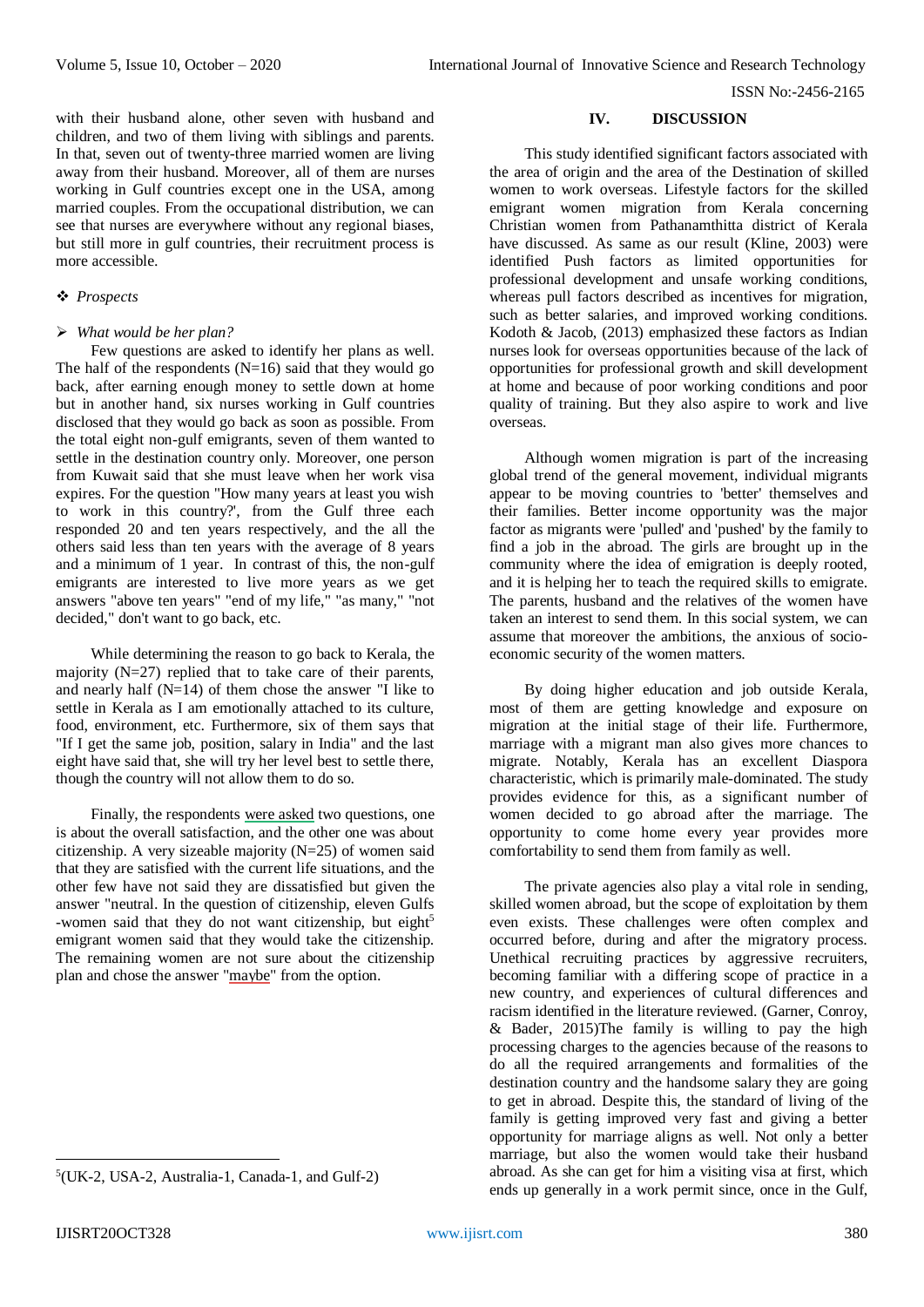with their husband alone, other seven with husband and children, and two of them living with siblings and parents. In that, seven out of twenty-three married women are living away from their husband. Moreover, all of them are nurses working in Gulf countries except one in the USA, among married couples. From the occupational distribution, we can see that nurses are everywhere without any regional biases, but still more in gulf countries, their recruitment process is more accessible.

❖ *Prospects*

➢ *What would be her plan?*

Few questions are asked to identify her plans as well. The half of the respondents (N=16) said that they would go back, after earning enough money to settle down at home but in another hand, six nurses working in Gulf countries disclosed that they would go back as soon as possible. From the total eight non-gulf emigrants, seven of them wanted to settle in the destination country only. Moreover, one person from Kuwait said that she must leave when her work visa expires. For the question "How many years at least you wish to work in this country?', from the Gulf three each responded 20 and ten years respectively, and the all the others said less than ten years with the average of 8 years and a minimum of 1 year. In contrast of this, the non-gulf emigrants are interested to live more years as we get answers "above ten years" "end of my life," "as many," "not decided," don't want to go back, etc.

While determining the reason to go back to Kerala, the majority (N=27) replied that to take care of their parents, and nearly half (N=14) of them chose the answer "I like to settle in Kerala as I am emotionally attached to its culture, food, environment, etc. Furthermore, six of them says that "If I get the same job, position, salary in India" and the last eight have said that, she will try her level best to settle there, though the country will not allow them to do so.

Finally, the respondents were asked two questions, one is about the overall satisfaction, and the other one was about citizenship. A very sizeable majority (N=25) of women said that they are satisfied with the current life situations, and the other few have not said they are dissatisfied but given the answer "neutral. In the question of citizenship, eleven Gulfs -women said that they do not want citizenship, but eight[5] emigrant women said that they would take the citizenship. The remaining women are not sure about the citizenship plan and chose the answer "maybe" from the option.

## IV. DISCUSSION

This study identified significant factors associated with the area of origin and the area of the Destination of skilled women to work overseas. Lifestyle factors for the skilled emigrant women migration from Kerala concerning Christian women from Pathanamthitta district of Kerala have discussed. As same as our result (Kline, 2003) were identified Push factors as limited opportunities for professional development and unsafe working conditions, whereas pull factors described as incentives for migration, such as better salaries, and improved working conditions. Kodoth & Jacob, (2013) emphasized these factors as Indian nurses look for overseas opportunities because of the lack of opportunities for professional growth and skill development at home and because of poor working conditions and poor quality of training. But they also aspire to work and live overseas.

Although women migration is part of the increasing global trend of the general movement, individual migrants appear to be moving countries to 'better' themselves and their families. Better income opportunity was the major factor as migrants were 'pulled' and 'pushed' by the family to find a job in the abroad. The girls are brought up in the community where the idea of emigration is deeply rooted, and it is helping her to teach the required skills to emigrate. The parents, husband and the relatives of the women have taken an interest to send them. In this social system, we can assume that moreover the ambitions, the anxious of socio-economic security of the women matters.

By doing higher education and job outside Kerala, most of them are getting knowledge and exposure on migration at the initial stage of their life. Furthermore, marriage with a migrant man also gives more chances to migrate. Notably, Kerala has an excellent Diaspora characteristic, which is primarily male-dominated. The study provides evidence for this, as a significant number of women decided to go abroad after the marriage. The opportunity to come home every year provides more comfortability to send them from family as well.

The private agencies also play a vital role in sending, skilled women abroad, but the scope of exploitation by them even exists. These challenges were often complex and occurred before, during and after the migratory process. Unethical recruiting practices by aggressive recruiters, becoming familiar with a differing scope of practice in a new country, and experiences of cultural differences and racism identified in the literature reviewed. (Garner, Conroy, & Bader, 2015)The family is willing to pay the high processing charges to the agencies because of the reasons to do all the required arrangements and formalities of the destination country and the handsome salary they are going to get in abroad. Despite this, the standard of living of the family is getting improved very fast and giving a better opportunity for marriage aligns as well. Not only a better marriage, but also the women would take their husband abroad. As she can get for him a visiting visa at first, which ends up generally in a work permit since, once in the Gulf,

[5](UK-2, USA-2, Australia-1, Canada-1, and Gulf-2)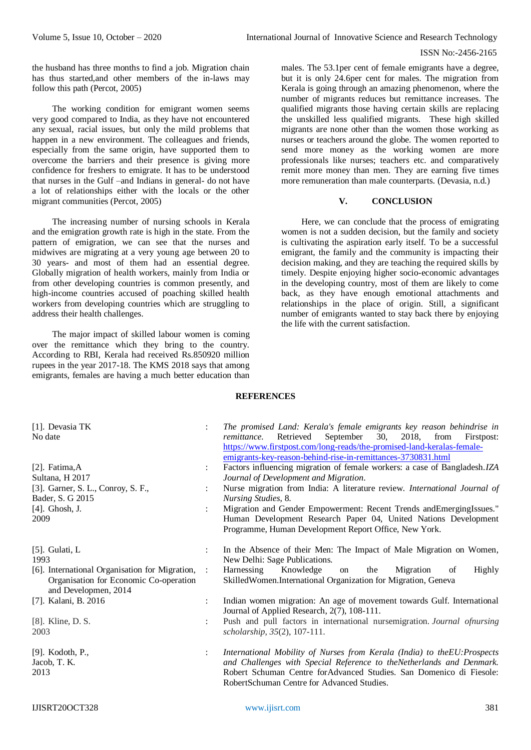the husband has three months to find a job. Migration chain has thus started,and other members of the in-laws may follow this path (Percot, 2005)

The working condition for emigrant women seems very good compared to India, as they have not encountered any sexual, racial issues, but only the mild problems that happen in a new environment. The colleagues and friends, especially from the same origin, have supported them to overcome the barriers and their presence is giving more confidence for freshers to emigrate. It has to be understood that nurses in the Gulf –and Indians in general- do not have a lot of relationships either with the locals or the other migrant communities (Percot, 2005)

The increasing number of nursing schools in Kerala and the emigration growth rate is high in the state. From the pattern of emigration, we can see that the nurses and midwives are migrating at a very young age between 20 to 30 years- and most of them had an essential degree. Globally migration of health workers, mainly from India or from other developing countries is common presently, and high-income countries accused of poaching skilled health workers from developing countries which are struggling to address their health challenges.

The major impact of skilled labour women is coming over the remittance which they bring to the country. According to RBI, Kerala had received Rs.850920 million rupees in the year 2017-18. The KMS 2018 says that among emigrants, females are having a much better education than males. The 53.1per cent of female emigrants have a degree, but it is only 24.6per cent for males. The migration from Kerala is going through an amazing phenomenon, where the number of migrants reduces but remittance increases. The qualified migrants those having certain skills are replacing the unskilled less qualified migrants. These high skilled migrants are none other than the women those working as nurses or teachers around the globe. The women reported to send more money as the working women are more professionals like nurses; teachers etc. and comparatively remit more money than men. They are earning five times more remuneration than male counterparts. (Devasia, n.d.)

## V. CONCLUSION

Here, we can conclude that the process of emigrating women is not a sudden decision, but the family and society is cultivating the aspiration early itself. To be a successful emigrant, the family and the community is impacting their decision making, and they are teaching the required skills by timely. Despite enjoying higher socio-economic advantages in the developing country, most of them are likely to come back, as they have enough emotional attachments and relationships in the place of origin. Still, a significant number of emigrants wanted to stay back there by enjoying the life with the current satisfaction.

## REFERENCES

[1]. Devasia TK No date : *The promised Land: Kerala's female emigrants key reason behindrise in remittance.* Retrieved September 30, 2018, from Firstpost: https://www.firstpost.com/long-reads/the-promised-land-keralas-female-emigrants-key-reason-behind-rise-in-remittances-3730831.html

[2]. Fatima,A Sultana, H 2017 : Factors influencing migration of female workers: a case of Bangladesh.*IZA Journal of Development and Migration*.

[3]. Garner, S. L., Conroy, S. F., Bader, S. G 2015 : Nurse migration from India: A literature review. *International Journal of Nursing Studies*, 8.

[4]. Ghosh, J. 2009 : Migration and Gender Empowerment: Recent Trends andEmergingIssues." Human Development Research Paper 04, United Nations Development Programme, Human Development Report Office, New York.

[5]. Gulati, L 1993 : In the Absence of their Men: The Impact of Male Migration on Women, New Delhi: Sage Publications.

[6]. International Organisation for Migration, Organisation for Economic Co-operation and Developmen, 2014 : Harnessing Knowledge on the Migration of Highly SkilledWomen.International Organization for Migration, Geneva

[7]. Kalani, B. 2016 : Indian women migration: An age of movement towards Gulf. International Journal of Applied Research, 2(7), 108-111.

[8]. Kline, D. S. 2003 : Push and pull factors in international nursemigration. *Journal ofnursing scholarship*, *35*(2), 107-111.

[9]. Kodoth, P., Jacob, T. K. 2013 : *International Mobility of Nurses from Kerala (India) to theEU:Prospects and Challenges with Special Reference to theNetherlands and Denmark.* Robert Schuman Centre forAdvanced Studies. San Domenico di Fiesole: RobertSchuman Centre for Advanced Studies.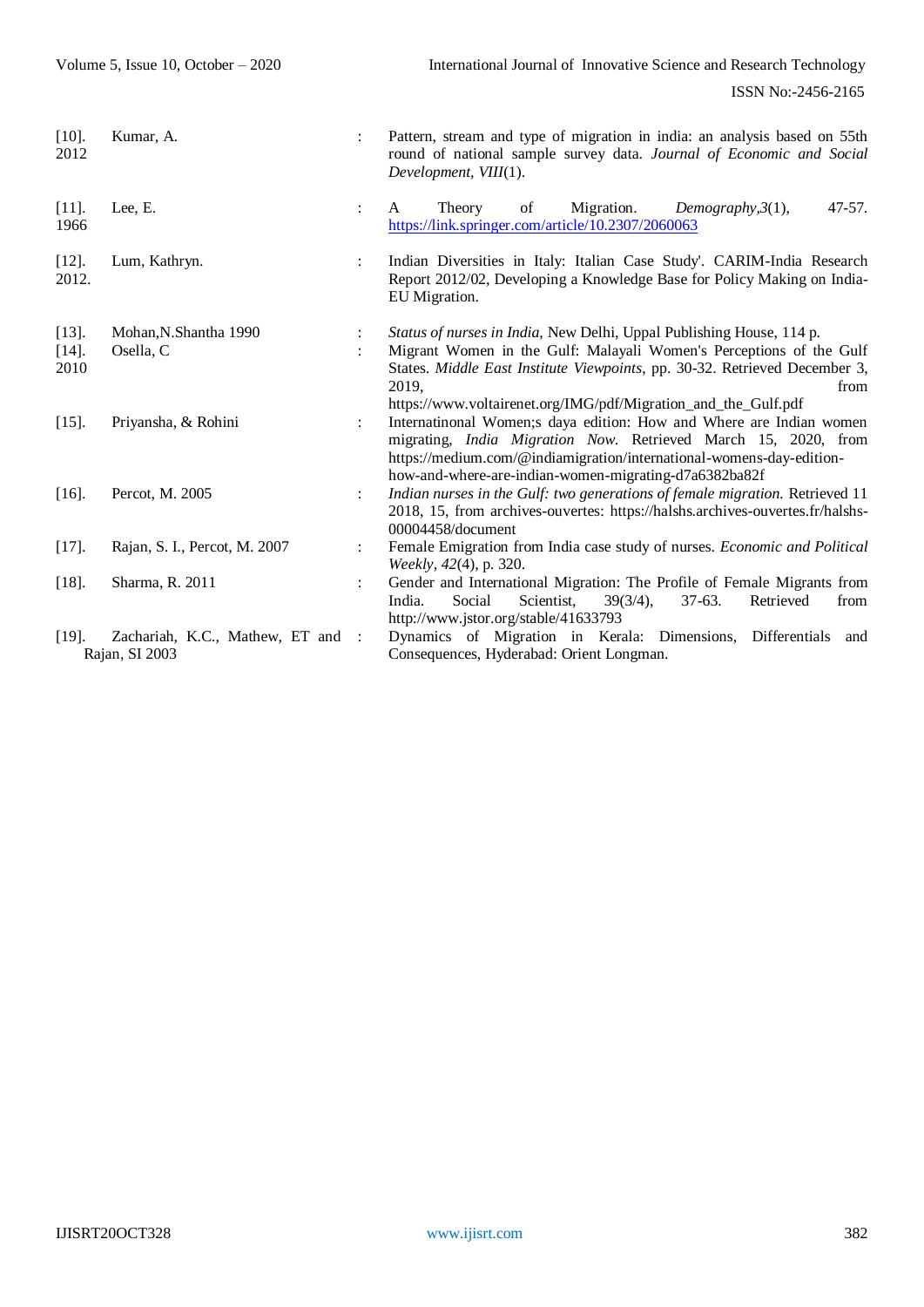[10]. 2012 Kumar, A. : Pattern, stream and type of migration in india: an analysis based on 55th round of national sample survey data. *Journal of Economic and Social Development, VIII*(1).

[11]. 1966 Lee, E. : A Theory of Migration. *Demography,3*(1), 47-57. https://link.springer.com/article/10.2307/2060063

[12]. 2012. Lum, Kathryn. : Indian Diversities in Italy: Italian Case Study'. CARIM-India Research Report 2012/02, Developing a Knowledge Base for Policy Making on India-EU Migration.

[13]. Mohan,N.Shantha 1990 : *Status of nurses in India*, New Delhi, Uppal Publishing House, 114 p.

[14]. 2010 Osella, C : Migrant Women in the Gulf: Malayali Women's Perceptions of the Gulf States. *Middle East Institute Viewpoints*, pp. 30-32. Retrieved December 3, 2019, from https://www.voltairenet.org/IMG/pdf/Migration_and_the_Gulf.pdf

[15]. Priyansha, & Rohini : Internatinonal Women;s daya edition: How and Where are Indian women migrating, *India Migration Now*. Retrieved March 15, 2020, from https://medium.com/@indiamigration/international-womens-day-edition-how-and-where-are-indian-women-migrating-d7a6382ba82f

[16]. Percot, M. 2005 : *Indian nurses in the Gulf: two generations of female migration.* Retrieved 11 2018, 15, from archives-ouvertes: https://halshs.archives-ouvertes.fr/halshs-00004458/document

[17]. Rajan, S. I., Percot, M. 2007 : Female Emigration from India case study of nurses. *Economic and Political Weekly, 42*(4), p. 320.

[18]. Sharma, R. 2011 : Gender and International Migration: The Profile of Female Migrants from India. Social Scientist, 39(3/4), 37-63. Retrieved from http://www.jstor.org/stable/41633793

[19]. Zachariah, K.C., Mathew, ET and Rajan, SI 2003 : Dynamics of Migration in Kerala: Dimensions, Differentials and Consequences, Hyderabad: Orient Longman.